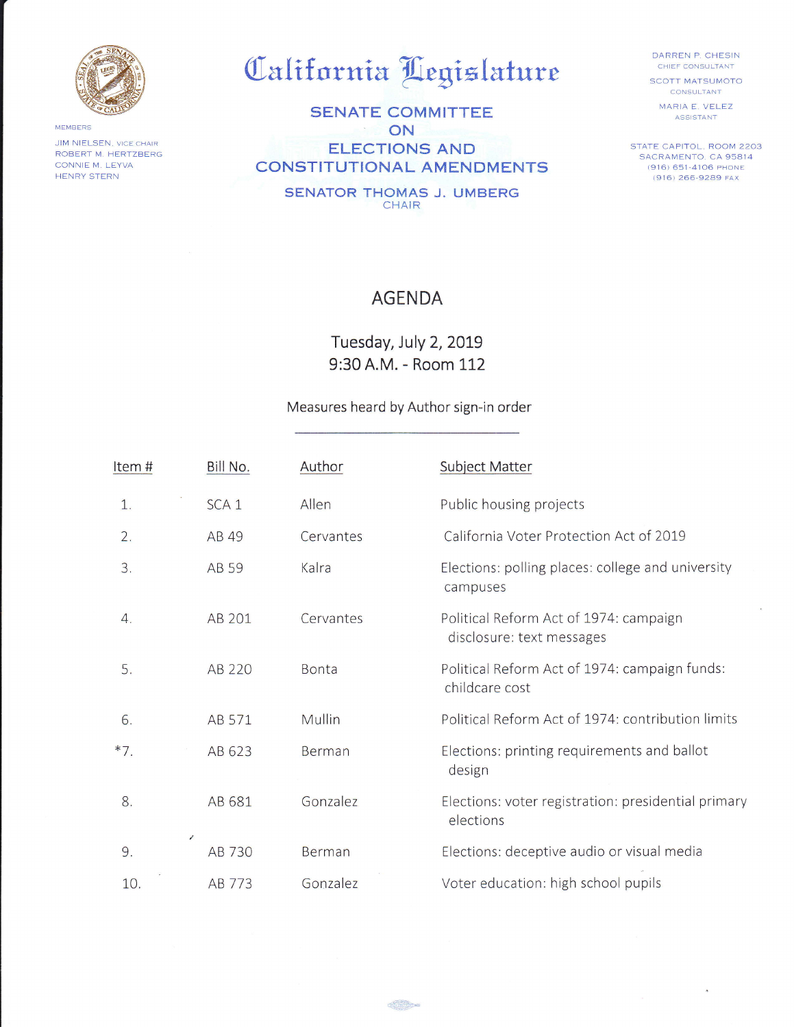MEMBERS

JIM NIELSEN, VICE CHAIR
ROBERT M. HERTZBERG
CONNIE M. LEYVA
HENRY STERN

# California Legislature

## SENATE COMMITTEE ON ELECTIONS AND CONSTITUTIONAL AMENDMENTS

SENATOR THOMAS J. UMBERG
CHAIR

DARREN P. CHESIN
CHIEF CONSULTANT

SCOTT MATSUMOTO
CONSULTANT

MARIA E. VELEZ
ASSISTANT

STATE CAPITOL, ROOM 2203
SACRAMENTO, CA 95814
(916) 651-4106 PHONE
(916) 266-9289 FAX

## AGENDA

Tuesday, July 2, 2019
9:30 A.M. - Room 112

Measures heard by Author sign-in order

| Item # | Bill No. | Author | Subject Matter |
|---|---|---|---|
| 1. | SCA 1 | Allen | Public housing projects |
| 2. | AB 49 | Cervantes | California Voter Protection Act of 2019 |
| 3. | AB 59 | Kalra | Elections: polling places: college and university campuses |
| 4. | AB 201 | Cervantes | Political Reform Act of 1974: campaign disclosure: text messages |
| 5. | AB 220 | Bonta | Political Reform Act of 1974: campaign funds: childcare cost |
| 6. | AB 571 | Mullin | Political Reform Act of 1974: contribution limits |
| *7. | AB 623 | Berman | Elections: printing requirements and ballot design |
| 8. | AB 681 | Gonzalez | Elections: voter registration: presidential primary elections |
| 9. | AB 730 | Berman | Elections: deceptive audio or visual media |
| 10. | AB 773 | Gonzalez | Voter education: high school pupils |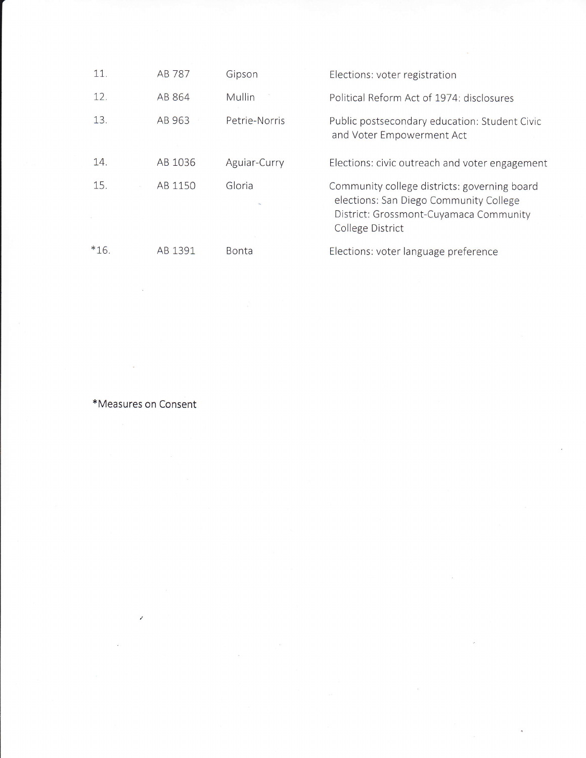| | | | |
|---|---|---|---|
| 11. | AB 787 | Gipson | Elections: voter registration |
| 12. | AB 864 | Mullin | Political Reform Act of 1974: disclosures |
| 13. | AB 963 | Petrie-Norris | Public postsecondary education: Student Civic and Voter Empowerment Act |
| 14. | AB 1036 | Aguiar-Curry | Elections: civic outreach and voter engagement |
| 15. | AB 1150 | Gloria | Community college districts: governing board elections: San Diego Community College District: Grossmont-Cuyamaca Community College District |
| *16. | AB 1391 | Bonta | Elections: voter language preference |

*Measures on Consent